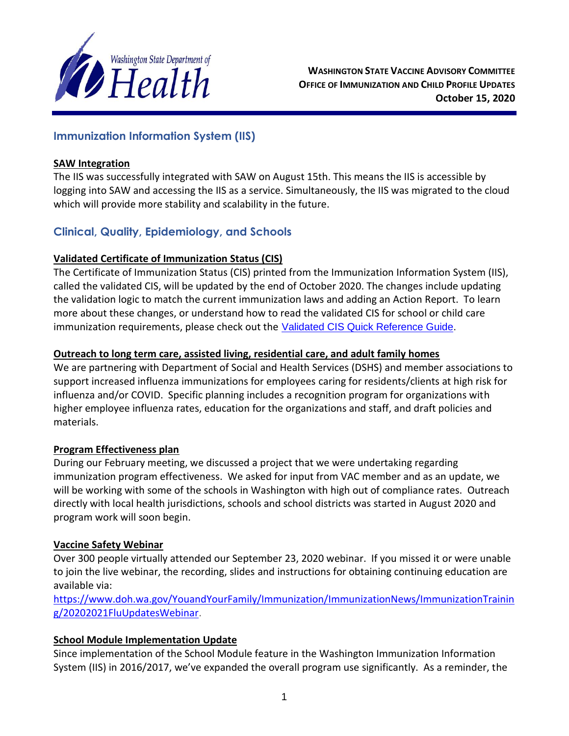**WASHINGTON STATE VACCINE ADVISORY COMMITTEE**
**OFFICE OF IMMUNIZATION AND CHILD PROFILE UPDATES**
**October 15, 2020**

## Immunization Information System (IIS)

### SAW Integration

The IIS was successfully integrated with SAW on August 15th. This means the IIS is accessible by logging into SAW and accessing the IIS as a service. Simultaneously, the IIS was migrated to the cloud which will provide more stability and scalability in the future.

## Clinical, Quality, Epidemiology, and Schools

### Validated Certificate of Immunization Status (CIS)

The Certificate of Immunization Status (CIS) printed from the Immunization Information System (IIS), called the validated CIS, will be updated by the end of October 2020. The changes include updating the validation logic to match the current immunization laws and adding an Action Report. To learn more about these changes, or understand how to read the validated CIS for school or child care immunization requirements, please check out the Validated CIS Quick Reference Guide.

### Outreach to long term care, assisted living, residential care, and adult family homes

We are partnering with Department of Social and Health Services (DSHS) and member associations to support increased influenza immunizations for employees caring for residents/clients at high risk for influenza and/or COVID. Specific planning includes a recognition program for organizations with higher employee influenza rates, education for the organizations and staff, and draft policies and materials.

### Program Effectiveness plan

During our February meeting, we discussed a project that we were undertaking regarding immunization program effectiveness. We asked for input from VAC member and as an update, we will be working with some of the schools in Washington with high out of compliance rates. Outreach directly with local health jurisdictions, schools and school districts was started in August 2020 and program work will soon begin.

### Vaccine Safety Webinar

Over 300 people virtually attended our September 23, 2020 webinar. If you missed it or were unable to join the live webinar, the recording, slides and instructions for obtaining continuing education are available via:
https://www.doh.wa.gov/YouandYourFamily/Immunization/ImmunizationNews/ImmunizationTraining/20202021FluUpdatesWebinar.

### School Module Implementation Update

Since implementation of the School Module feature in the Washington Immunization Information System (IIS) in 2016/2017, we've expanded the overall program use significantly. As a reminder, the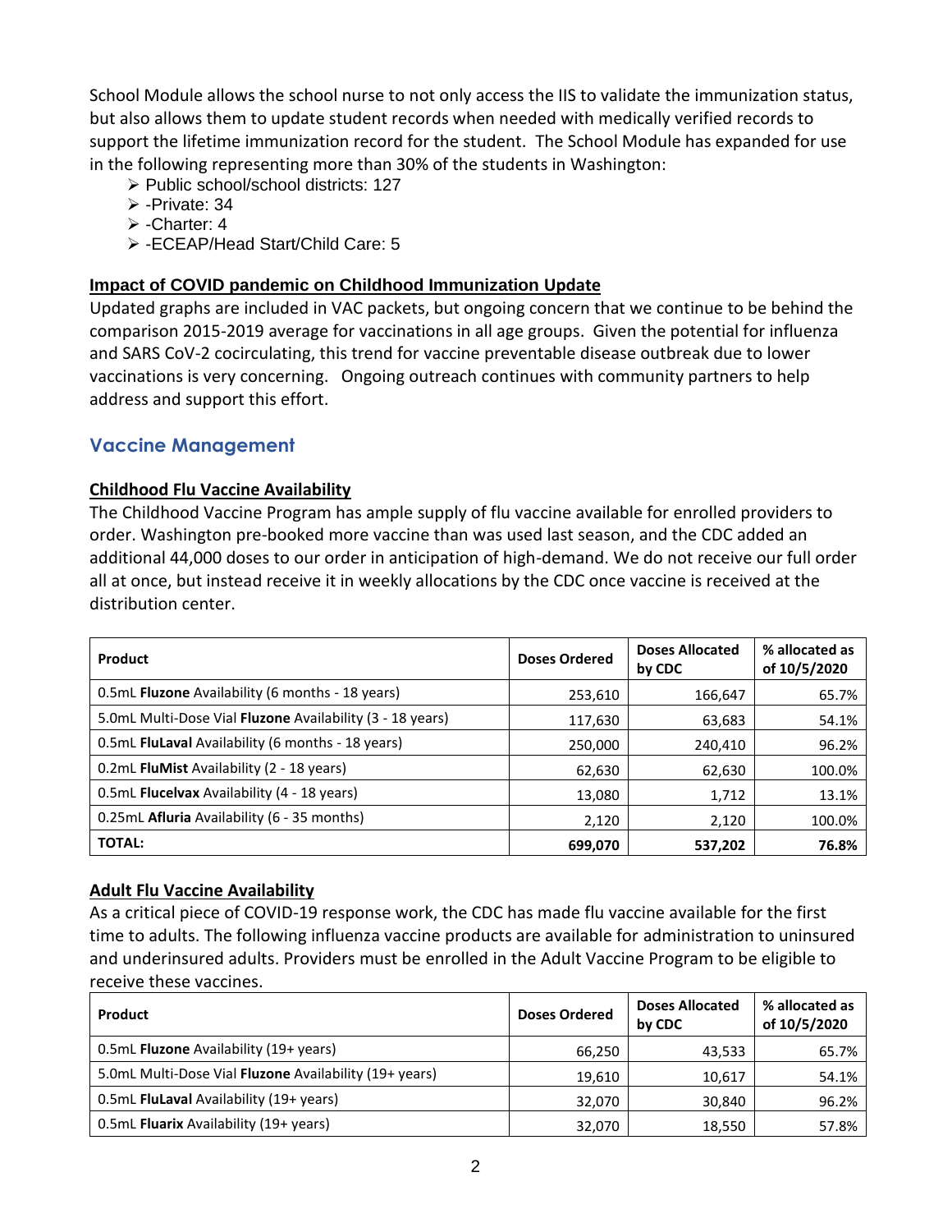School Module allows the school nurse to not only access the IIS to validate the immunization status, but also allows them to update student records when needed with medically verified records to support the lifetime immunization record for the student. The School Module has expanded for use in the following representing more than 30% of the students in Washington:

- Public school/school districts: 127
- -Private: 34
- -Charter: 4
- -ECEAP/Head Start/Child Care: 5

### Impact of COVID pandemic on Childhood Immunization Update

Updated graphs are included in VAC packets, but ongoing concern that we continue to be behind the comparison 2015-2019 average for vaccinations in all age groups. Given the potential for influenza and SARS CoV-2 cocirculating, this trend for vaccine preventable disease outbreak due to lower vaccinations is very concerning. Ongoing outreach continues with community partners to help address and support this effort.

## Vaccine Management

### Childhood Flu Vaccine Availability

The Childhood Vaccine Program has ample supply of flu vaccine available for enrolled providers to order. Washington pre-booked more vaccine than was used last season, and the CDC added an additional 44,000 doses to our order in anticipation of high-demand. We do not receive our full order all at once, but instead receive it in weekly allocations by the CDC once vaccine is received at the distribution center.

| Product | Doses Ordered | Doses Allocated by CDC | % allocated as of 10/5/2020 |
|---|---|---|---|
| 0.5mL **Fluzone** Availability (6 months - 18 years) | 253,610 | 166,647 | 65.7% |
| 5.0mL Multi-Dose Vial **Fluzone** Availability (3 - 18 years) | 117,630 | 63,683 | 54.1% |
| 0.5mL **FluLaval** Availability (6 months - 18 years) | 250,000 | 240,410 | 96.2% |
| 0.2mL **FluMist** Availability (2 - 18 years) | 62,630 | 62,630 | 100.0% |
| 0.5mL **Flucelvax** Availability (4 - 18 years) | 13,080 | 1,712 | 13.1% |
| 0.25mL **Afluria** Availability (6 - 35 months) | 2,120 | 2,120 | 100.0% |
| **TOTAL:** | **699,070** | **537,202** | **76.8%** |

### Adult Flu Vaccine Availability

As a critical piece of COVID-19 response work, the CDC has made flu vaccine available for the first time to adults. The following influenza vaccine products are available for administration to uninsured and underinsured adults. Providers must be enrolled in the Adult Vaccine Program to be eligible to receive these vaccines.

| Product | Doses Ordered | Doses Allocated by CDC | % allocated as of 10/5/2020 |
|---|---|---|---|
| 0.5mL **Fluzone** Availability (19+ years) | 66,250 | 43,533 | 65.7% |
| 5.0mL Multi-Dose Vial **Fluzone** Availability (19+ years) | 19,610 | 10,617 | 54.1% |
| 0.5mL **FluLaval** Availability (19+ years) | 32,070 | 30,840 | 96.2% |
| 0.5mL **Fluarix** Availability (19+ years) | 32,070 | 18,550 | 57.8% |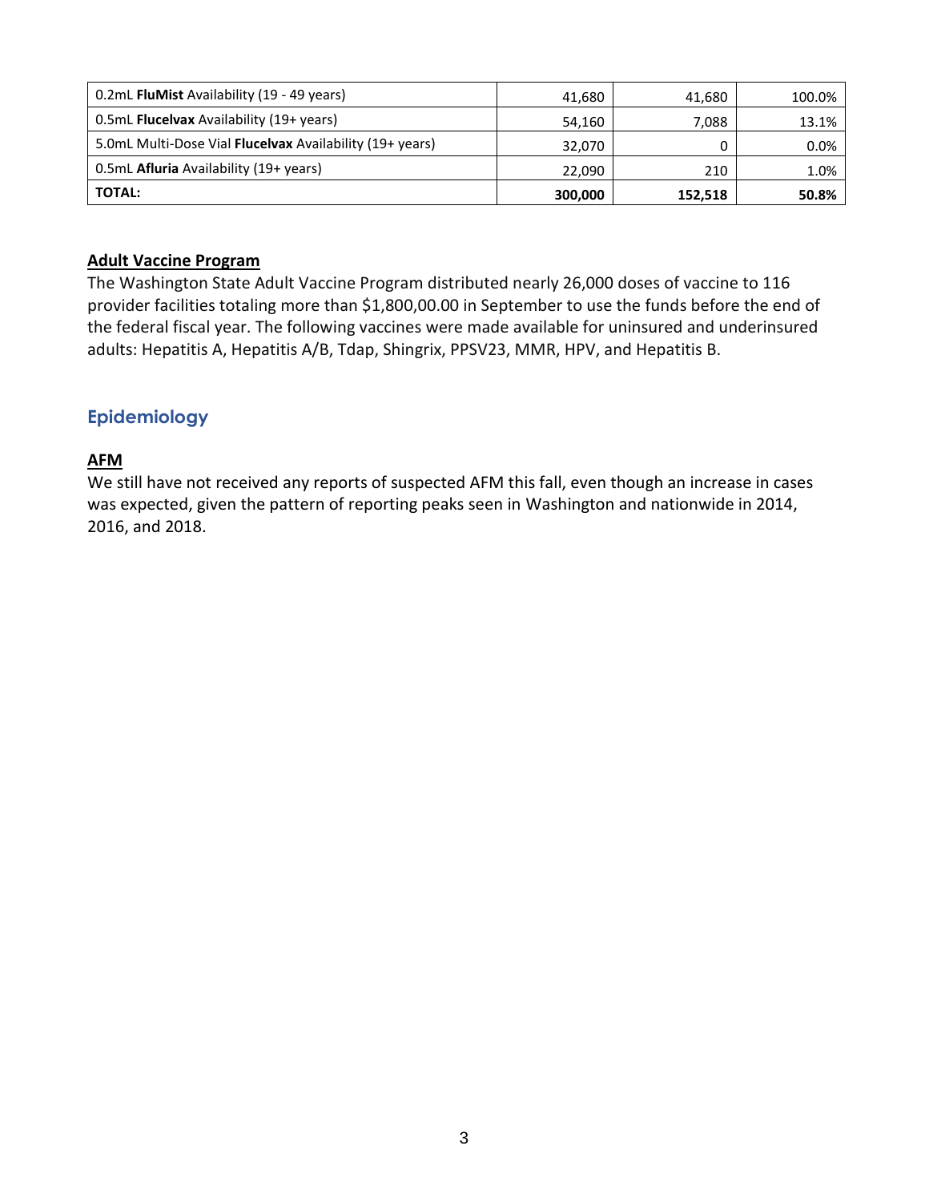| | | | |
|---|---|---|---|
| 0.2mL **FluMist** Availability (19 - 49 years) | 41,680 | 41,680 | 100.0% |
| 0.5mL **Flucelvax** Availability (19+ years) | 54,160 | 7,088 | 13.1% |
| 5.0mL Multi-Dose Vial **Flucelvax** Availability (19+ years) | 32,070 | 0 | 0.0% |
| 0.5mL **Afluria** Availability (19+ years) | 22,090 | 210 | 1.0% |
| **TOTAL:** | **300,000** | **152,518** | **50.8%** |

**Adult Vaccine Program**

The Washington State Adult Vaccine Program distributed nearly 26,000 doses of vaccine to 116 provider facilities totaling more than $1,800,00.00 in September to use the funds before the end of the federal fiscal year. The following vaccines were made available for uninsured and underinsured adults: Hepatitis A, Hepatitis A/B, Tdap, Shingrix, PPSV23, MMR, HPV, and Hepatitis B.

## Epidemiology

**AFM**

We still have not received any reports of suspected AFM this fall, even though an increase in cases was expected, given the pattern of reporting peaks seen in Washington and nationwide in 2014, 2016, and 2018.